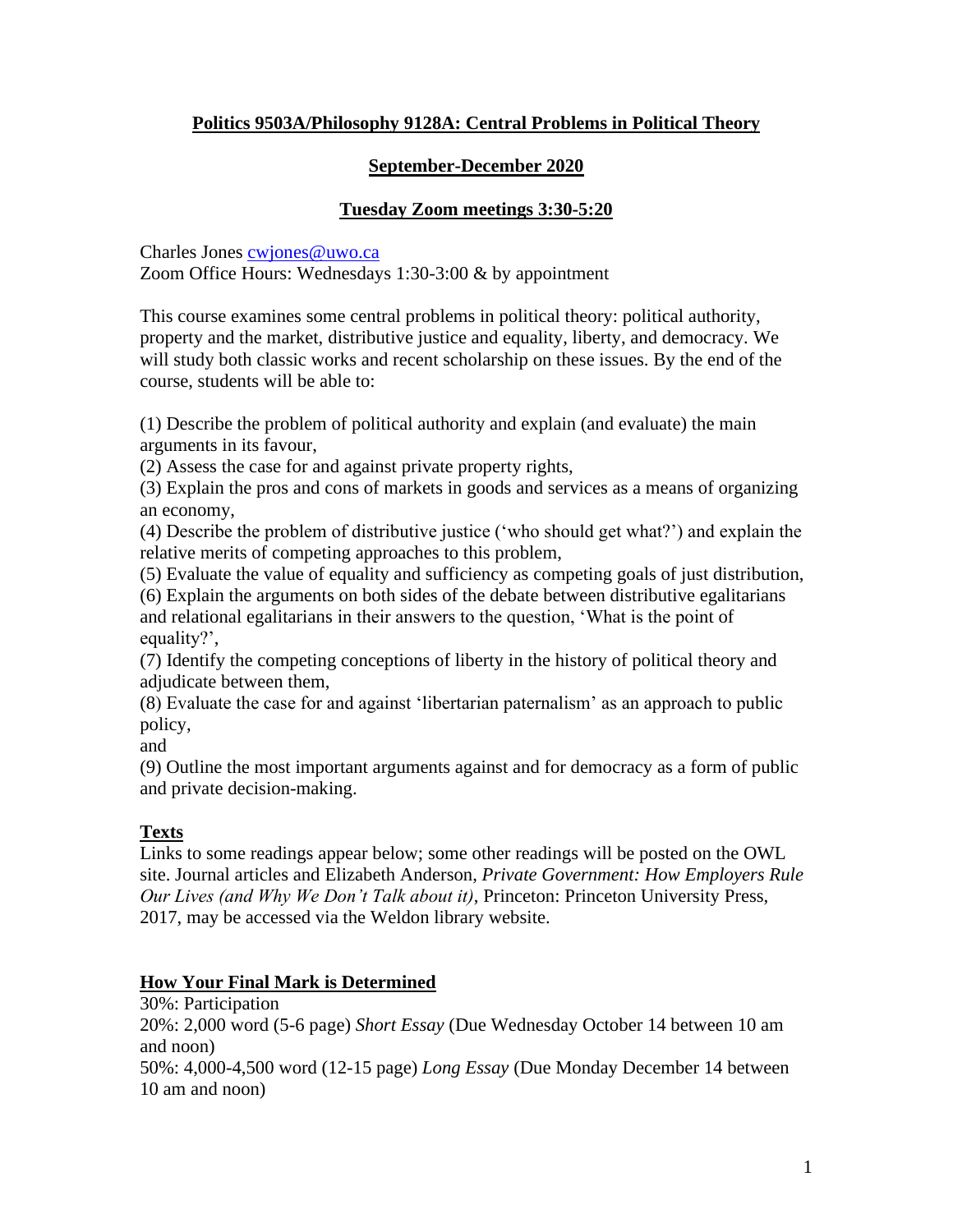# Politics 9503A/Philosophy 9128A: Central Problems in Political Theory

## September-December 2020

## Tuesday Zoom meetings 3:30-5:20

Charles Jones cwjones@uwo.ca
Zoom Office Hours: Wednesdays 1:30-3:00 & by appointment

This course examines some central problems in political theory: political authority, property and the market, distributive justice and equality, liberty, and democracy. We will study both classic works and recent scholarship on these issues. By the end of the course, students will be able to:

(1) Describe the problem of political authority and explain (and evaluate) the main arguments in its favour,
(2) Assess the case for and against private property rights,
(3) Explain the pros and cons of markets in goods and services as a means of organizing an economy,
(4) Describe the problem of distributive justice ('who should get what?') and explain the relative merits of competing approaches to this problem,
(5) Evaluate the value of equality and sufficiency as competing goals of just distribution,
(6) Explain the arguments on both sides of the debate between distributive egalitarians and relational egalitarians in their answers to the question, 'What is the point of equality?',
(7) Identify the competing conceptions of liberty in the history of political theory and adjudicate between them,
(8) Evaluate the case for and against 'libertarian paternalism' as an approach to public policy,
and
(9) Outline the most important arguments against and for democracy as a form of public and private decision-making.

### Texts

Links to some readings appear below; some other readings will be posted on the OWL site. Journal articles and Elizabeth Anderson, *Private Government: How Employers Rule Our Lives (and Why We Don't Talk about it)*, Princeton: Princeton University Press, 2017, may be accessed via the Weldon library website.

### How Your Final Mark is Determined

30%: Participation
20%: 2,000 word (5-6 page) *Short Essay* (Due Wednesday October 14 between 10 am and noon)
50%: 4,000-4,500 word (12-15 page) *Long Essay* (Due Monday December 14 between 10 am and noon)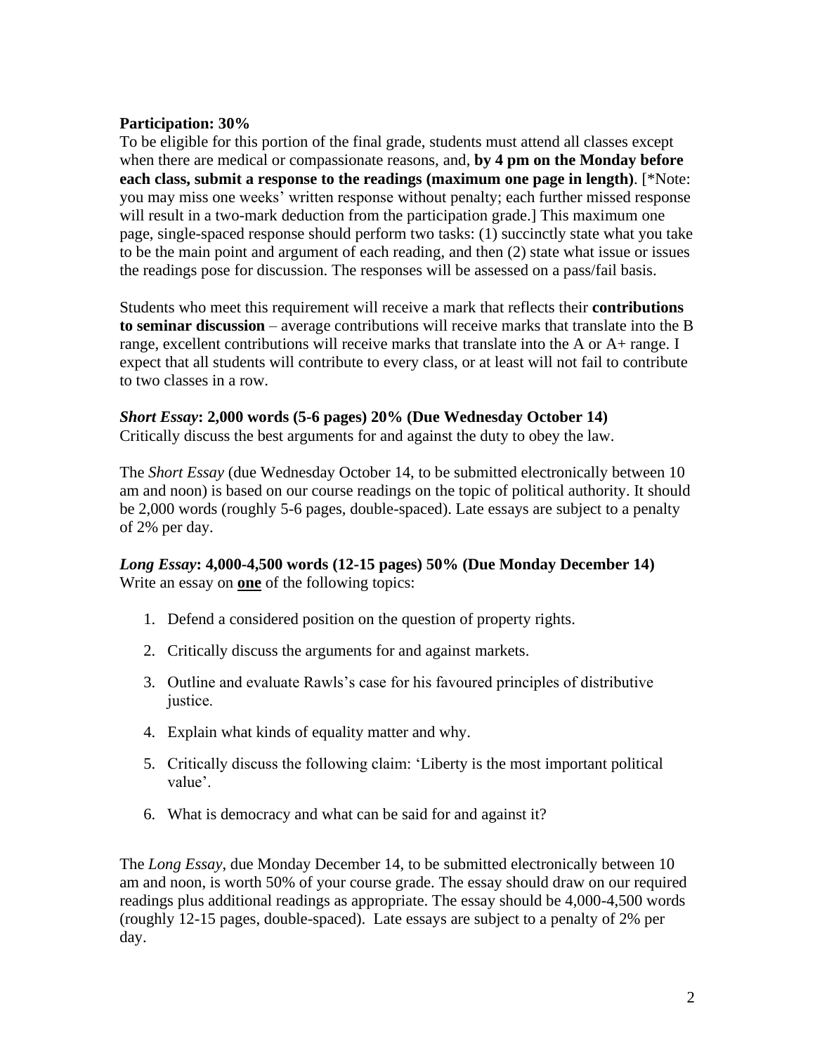**Participation: 30%**

To be eligible for this portion of the final grade, students must attend all classes except when there are medical or compassionate reasons, and, **by 4 pm on the Monday before each class, submit a response to the readings (maximum one page in length)**. [*Note: you may miss one weeks' written response without penalty; each further missed response will result in a two-mark deduction from the participation grade.] This maximum one page, single-spaced response should perform two tasks: (1) succinctly state what you take to be the main point and argument of each reading, and then (2) state what issue or issues the readings pose for discussion. The responses will be assessed on a pass/fail basis.

Students who meet this requirement will receive a mark that reflects their **contributions to seminar discussion** – average contributions will receive marks that translate into the B range, excellent contributions will receive marks that translate into the A or A+ range. I expect that all students will contribute to every class, or at least will not fail to contribute to two classes in a row.

***Short Essay*: 2,000 words (5-6 pages) 20% (Due Wednesday October 14)**

Critically discuss the best arguments for and against the duty to obey the law.

The *Short Essay* (due Wednesday October 14, to be submitted electronically between 10 am and noon) is based on our course readings on the topic of political authority. It should be 2,000 words (roughly 5-6 pages, double-spaced). Late essays are subject to a penalty of 2% per day.

***Long Essay*: 4,000-4,500 words (12-15 pages) 50% (Due Monday December 14)**

Write an essay on **<u>one</u>** of the following topics:

1. Defend a considered position on the question of property rights.
2. Critically discuss the arguments for and against markets.
3. Outline and evaluate Rawls's case for his favoured principles of distributive justice.
4. Explain what kinds of equality matter and why.
5. Critically discuss the following claim: 'Liberty is the most important political value'.
6. What is democracy and what can be said for and against it?

The *Long Essay*, due Monday December 14, to be submitted electronically between 10 am and noon, is worth 50% of your course grade. The essay should draw on our required readings plus additional readings as appropriate. The essay should be 4,000-4,500 words (roughly 12-15 pages, double-spaced). Late essays are subject to a penalty of 2% per day.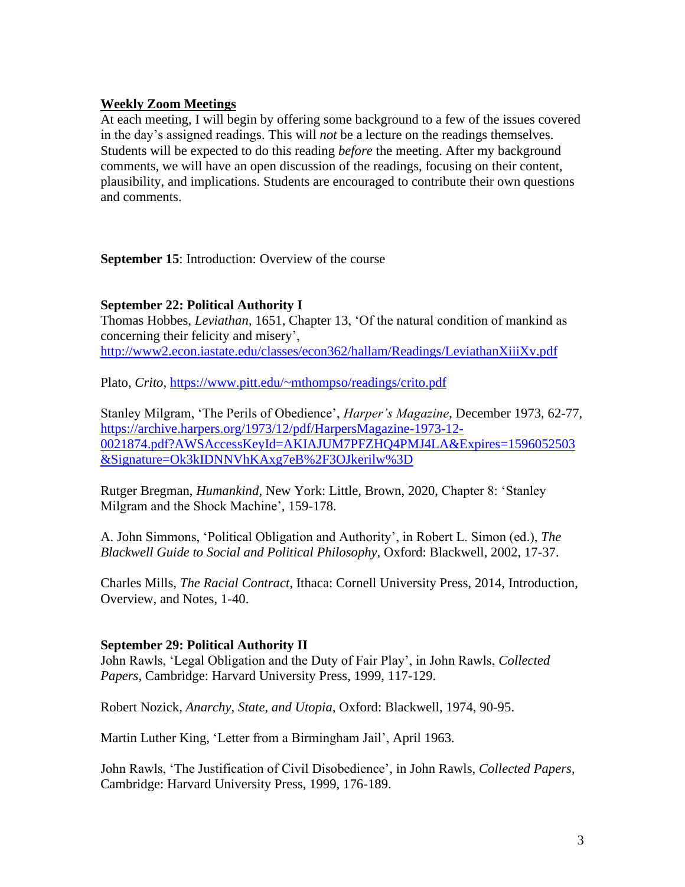**<u>Weekly Zoom Meetings</u>**

At each meeting, I will begin by offering some background to a few of the issues covered in the day's assigned readings. This will *not* be a lecture on the readings themselves. Students will be expected to do this reading *before* the meeting. After my background comments, we will have an open discussion of the readings, focusing on their content, plausibility, and implications. Students are encouraged to contribute their own questions and comments.

**September 15**: Introduction: Overview of the course

**September 22: Political Authority I**

Thomas Hobbes, *Leviathan*, 1651, Chapter 13, 'Of the natural condition of mankind as concerning their felicity and misery', http://www2.econ.iastate.edu/classes/econ362/hallam/Readings/LeviathanXiiiXv.pdf

Plato, *Crito*, https://www.pitt.edu/~mthompso/readings/crito.pdf

Stanley Milgram, 'The Perils of Obedience', *Harper's Magazine*, December 1973, 62-77, https://archive.harpers.org/1973/12/pdf/HarpersMagazine-1973-12-0021874.pdf?AWSAccessKeyId=AKIAJUM7PFZHQ4PMJ4LA&Expires=1596052503&Signature=Ok3kIDNNVhKAxg7eB%2F3OJkerilw%3D

Rutger Bregman, *Humankind*, New York: Little, Brown, 2020, Chapter 8: 'Stanley Milgram and the Shock Machine', 159-178.

A. John Simmons, 'Political Obligation and Authority', in Robert L. Simon (ed.), *The Blackwell Guide to Social and Political Philosophy*, Oxford: Blackwell, 2002, 17-37.

Charles Mills, *The Racial Contract*, Ithaca: Cornell University Press, 2014, Introduction, Overview, and Notes, 1-40.

**September 29: Political Authority II**

John Rawls, 'Legal Obligation and the Duty of Fair Play', in John Rawls, *Collected Papers*, Cambridge: Harvard University Press, 1999, 117-129.

Robert Nozick, *Anarchy, State, and Utopia*, Oxford: Blackwell, 1974, 90-95.

Martin Luther King, 'Letter from a Birmingham Jail', April 1963.

John Rawls, 'The Justification of Civil Disobedience', in John Rawls, *Collected Papers*, Cambridge: Harvard University Press, 1999, 176-189.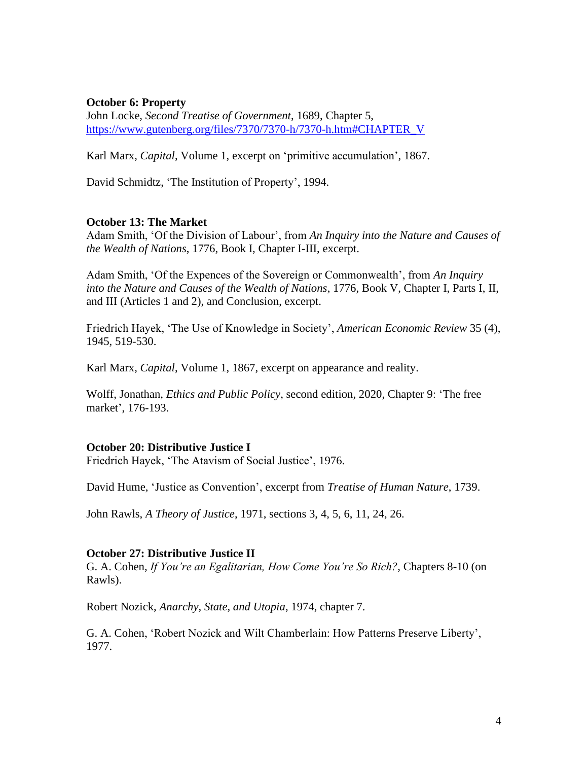**October 6: Property**
John Locke, *Second Treatise of Government*, 1689, Chapter 5, https://www.gutenberg.org/files/7370/7370-h/7370-h.htm#CHAPTER_V

Karl Marx, *Capital*, Volume 1, excerpt on 'primitive accumulation', 1867.

David Schmidtz, 'The Institution of Property', 1994.

**October 13: The Market**
Adam Smith, 'Of the Division of Labour', from *An Inquiry into the Nature and Causes of the Wealth of Nations*, 1776, Book I, Chapter I-III, excerpt.

Adam Smith, 'Of the Expences of the Sovereign or Commonwealth', from *An Inquiry into the Nature and Causes of the Wealth of Nations*, 1776, Book V, Chapter I, Parts I, II, and III (Articles 1 and 2), and Conclusion, excerpt.

Friedrich Hayek, 'The Use of Knowledge in Society', *American Economic Review* 35 (4), 1945, 519-530.

Karl Marx, *Capital*, Volume 1, 1867, excerpt on appearance and reality.

Wolff, Jonathan, *Ethics and Public Policy*, second edition, 2020, Chapter 9: 'The free market', 176-193.

**October 20: Distributive Justice I**
Friedrich Hayek, 'The Atavism of Social Justice', 1976.

David Hume, 'Justice as Convention', excerpt from *Treatise of Human Nature*, 1739.

John Rawls, *A Theory of Justice*, 1971, sections 3, 4, 5, 6, 11, 24, 26.

**October 27: Distributive Justice II**
G. A. Cohen, *If You're an Egalitarian, How Come You're So Rich?*, Chapters 8-10 (on Rawls).

Robert Nozick, *Anarchy, State, and Utopia*, 1974, chapter 7.

G. A. Cohen, 'Robert Nozick and Wilt Chamberlain: How Patterns Preserve Liberty', 1977.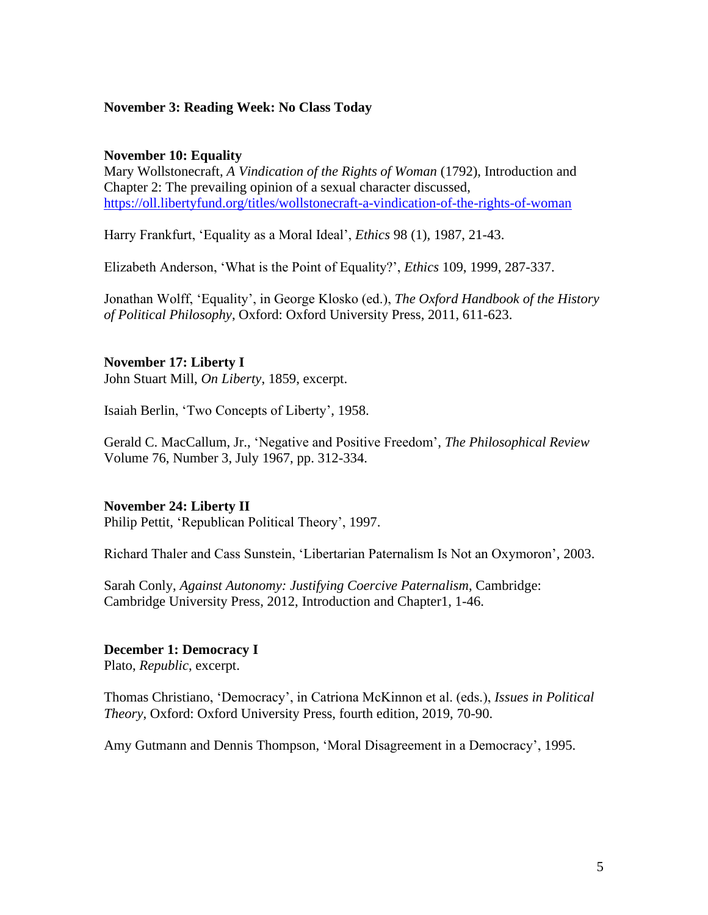**November 3: Reading Week: No Class Today**

**November 10: Equality**

Mary Wollstonecraft, *A Vindication of the Rights of Woman* (1792), Introduction and Chapter 2: The prevailing opinion of a sexual character discussed, https://oll.libertyfund.org/titles/wollstonecraft-a-vindication-of-the-rights-of-woman

Harry Frankfurt, 'Equality as a Moral Ideal', *Ethics* 98 (1), 1987, 21-43.

Elizabeth Anderson, 'What is the Point of Equality?', *Ethics* 109, 1999, 287-337.

Jonathan Wolff, 'Equality', in George Klosko (ed.), *The Oxford Handbook of the History of Political Philosophy*, Oxford: Oxford University Press, 2011, 611-623.

**November 17: Liberty I**

John Stuart Mill, *On Liberty*, 1859, excerpt.

Isaiah Berlin, 'Two Concepts of Liberty', 1958.

Gerald C. MacCallum, Jr., 'Negative and Positive Freedom', *The Philosophical Review* Volume 76, Number 3, July 1967, pp. 312-334.

**November 24: Liberty II**

Philip Pettit, 'Republican Political Theory', 1997.

Richard Thaler and Cass Sunstein, 'Libertarian Paternalism Is Not an Oxymoron', 2003.

Sarah Conly, *Against Autonomy: Justifying Coercive Paternalism*, Cambridge: Cambridge University Press, 2012, Introduction and Chapter1, 1-46.

**December 1: Democracy I**

Plato, *Republic*, excerpt.

Thomas Christiano, 'Democracy', in Catriona McKinnon et al. (eds.), *Issues in Political Theory*, Oxford: Oxford University Press, fourth edition, 2019, 70-90.

Amy Gutmann and Dennis Thompson, 'Moral Disagreement in a Democracy', 1995.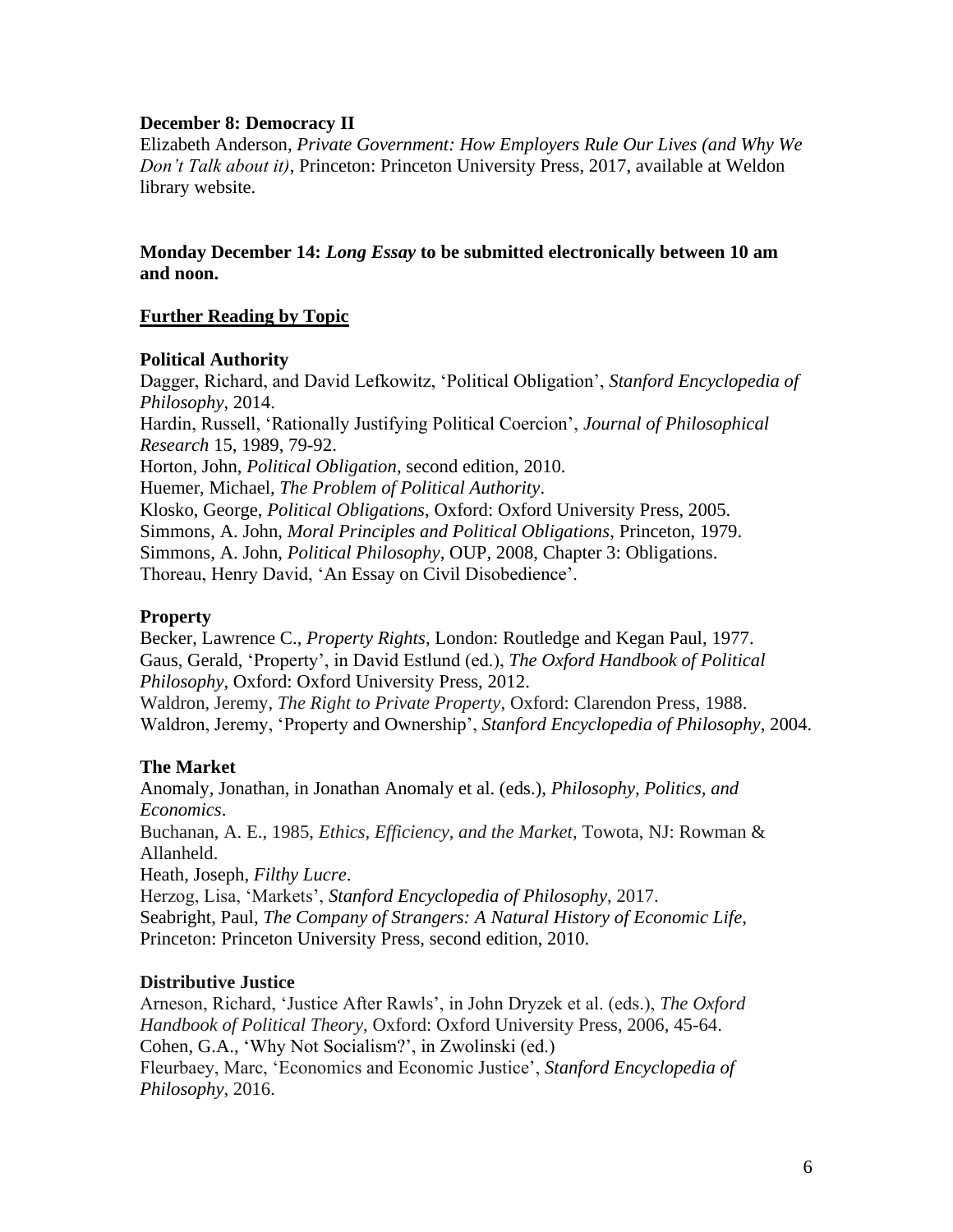**December 8: Democracy II**
Elizabeth Anderson, *Private Government: How Employers Rule Our Lives (and Why We Don't Talk about it)*, Princeton: Princeton University Press, 2017, available at Weldon library website.

**Monday December 14: *Long Essay* to be submitted electronically between 10 am and noon.**

## <u>Further Reading by Topic</u>

### Political Authority

Dagger, Richard, and David Lefkowitz, 'Political Obligation', *Stanford Encyclopedia of Philosophy*, 2014.
Hardin, Russell, 'Rationally Justifying Political Coercion', *Journal of Philosophical Research* 15, 1989, 79-92.
Horton, John, *Political Obligation*, second edition, 2010.
Huemer, Michael, *The Problem of Political Authority*.
Klosko, George, *Political Obligations*, Oxford: Oxford University Press, 2005.
Simmons, A. John, *Moral Principles and Political Obligations*, Princeton, 1979.
Simmons, A. John, *Political Philosophy*, OUP, 2008, Chapter 3: Obligations.
Thoreau, Henry David, 'An Essay on Civil Disobedience'.

### Property

Becker, Lawrence C., *Property Rights*, London: Routledge and Kegan Paul, 1977.
Gaus, Gerald, 'Property', in David Estlund (ed.), *The Oxford Handbook of Political Philosophy*, Oxford: Oxford University Press, 2012.
Waldron, Jeremy, *The Right to Private Property*, Oxford: Clarendon Press, 1988.
Waldron, Jeremy, 'Property and Ownership', *Stanford Encyclopedia of Philosophy*, 2004.

### The Market

Anomaly, Jonathan, in Jonathan Anomaly et al. (eds.), *Philosophy, Politics, and Economics*.
Buchanan, A. E., 1985, *Ethics, Efficiency, and the Market*, Towota, NJ: Rowman & Allanheld.
Heath, Joseph, *Filthy Lucre*.
Herzog, Lisa, 'Markets', *Stanford Encyclopedia of Philosophy*, 2017.
Seabright, Paul, *The Company of Strangers: A Natural History of Economic Life*, Princeton: Princeton University Press, second edition, 2010.

### Distributive Justice

Arneson, Richard, 'Justice After Rawls', in John Dryzek et al. (eds.), *The Oxford Handbook of Political Theory*, Oxford: Oxford University Press, 2006, 45-64.
Cohen, G.A., 'Why Not Socialism?', in Zwolinski (ed.)
Fleurbaey, Marc, 'Economics and Economic Justice', *Stanford Encyclopedia of Philosophy*, 2016.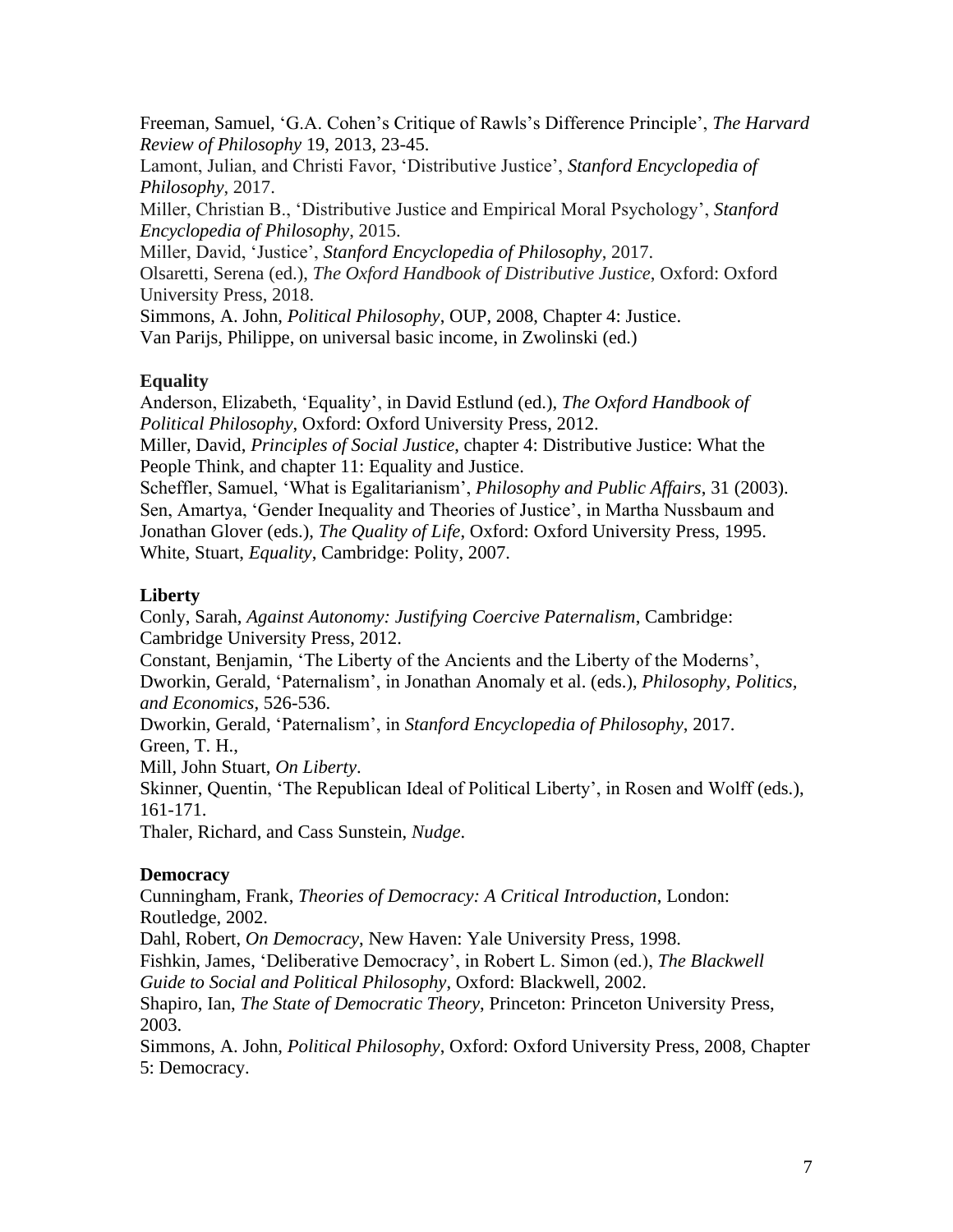Freeman, Samuel, 'G.A. Cohen's Critique of Rawls's Difference Principle', *The Harvard Review of Philosophy* 19, 2013, 23-45.
Lamont, Julian, and Christi Favor, 'Distributive Justice', *Stanford Encyclopedia of Philosophy*, 2017.
Miller, Christian B., 'Distributive Justice and Empirical Moral Psychology', *Stanford Encyclopedia of Philosophy*, 2015.
Miller, David, 'Justice', *Stanford Encyclopedia of Philosophy*, 2017.
Olsaretti, Serena (ed.), *The Oxford Handbook of Distributive Justice*, Oxford: Oxford University Press, 2018.
Simmons, A. John, *Political Philosophy*, OUP, 2008, Chapter 4: Justice.
Van Parijs, Philippe, on universal basic income, in Zwolinski (ed.)

**Equality**

Anderson, Elizabeth, 'Equality', in David Estlund (ed.), *The Oxford Handbook of Political Philosophy*, Oxford: Oxford University Press, 2012.
Miller, David, *Principles of Social Justice*, chapter 4: Distributive Justice: What the People Think, and chapter 11: Equality and Justice.
Scheffler, Samuel, 'What is Egalitarianism', *Philosophy and Public Affairs*, 31 (2003).
Sen, Amartya, 'Gender Inequality and Theories of Justice', in Martha Nussbaum and Jonathan Glover (eds.), *The Quality of Life*, Oxford: Oxford University Press, 1995.
White, Stuart, *Equality*, Cambridge: Polity, 2007.

**Liberty**

Conly, Sarah, *Against Autonomy: Justifying Coercive Paternalism*, Cambridge: Cambridge University Press, 2012.
Constant, Benjamin, 'The Liberty of the Ancients and the Liberty of the Moderns',
Dworkin, Gerald, 'Paternalism', in Jonathan Anomaly et al. (eds.), *Philosophy, Politics, and Economics*, 526-536.
Dworkin, Gerald, 'Paternalism', in *Stanford Encyclopedia of Philosophy*, 2017.
Green, T. H.,
Mill, John Stuart, *On Liberty*.
Skinner, Quentin, 'The Republican Ideal of Political Liberty', in Rosen and Wolff (eds.), 161-171.
Thaler, Richard, and Cass Sunstein, *Nudge*.

**Democracy**

Cunningham, Frank, *Theories of Democracy: A Critical Introduction*, London: Routledge, 2002.
Dahl, Robert, *On Democracy*, New Haven: Yale University Press, 1998.
Fishkin, James, 'Deliberative Democracy', in Robert L. Simon (ed.), *The Blackwell Guide to Social and Political Philosophy*, Oxford: Blackwell, 2002.
Shapiro, Ian, *The State of Democratic Theory*, Princeton: Princeton University Press, 2003.
Simmons, A. John, *Political Philosophy*, Oxford: Oxford University Press, 2008, Chapter 5: Democracy.